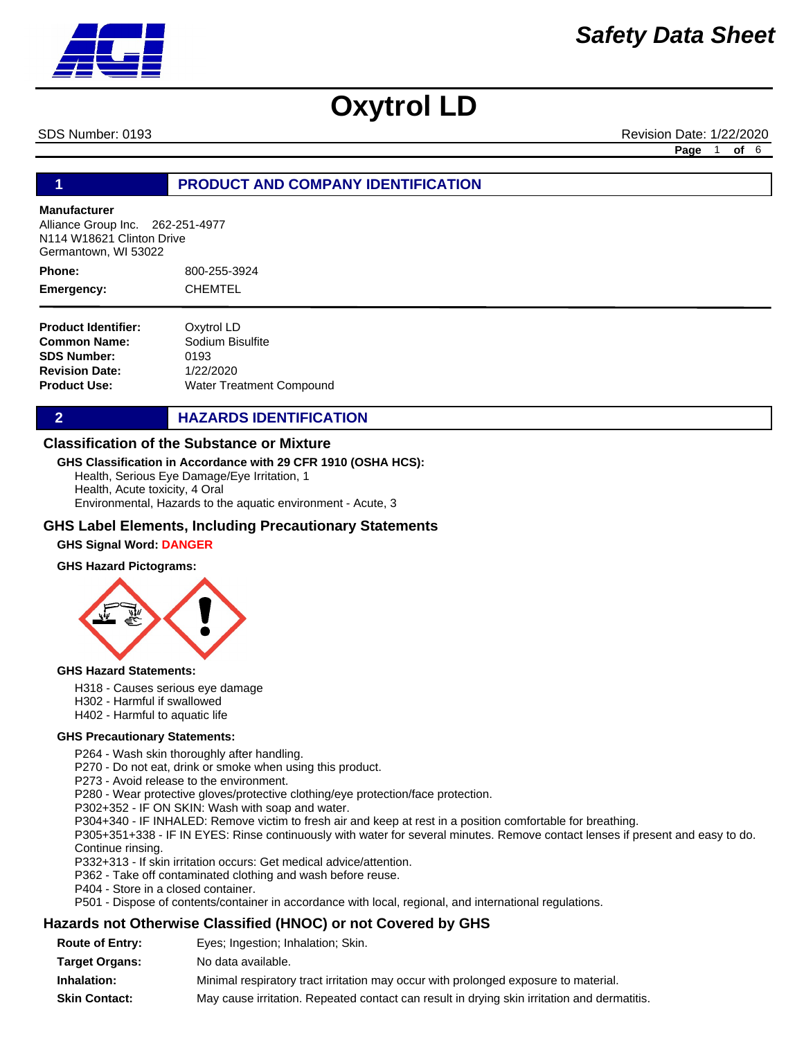# Safety Data Sheet

# Oxytrol LD

SDS Number: 0193 Revision Date: 1/22/2020

## 1 PRODUCT AND COMPANY IDENTIFICATION

**Manufacturer**
Alliance Group Inc. 262-251-4977
N114 W18621 Clinton Drive
Germantown, WI 53022

| | |
|---|---|
| **Phone:** | 800-255-3924 |
| **Emergency:** | CHEMTEL |

| | |
|---|---|
| **Product Identifier:** | Oxytrol LD |
| **Common Name:** | Sodium Bisulfite |
| **SDS Number:** | 0193 |
| **Revision Date:** | 1/22/2020 |
| **Product Use:** | Water Treatment Compound |

## 2 HAZARDS IDENTIFICATION

### Classification of the Substance or Mixture

**GHS Classification in Accordance with 29 CFR 1910 (OSHA HCS):**

Health, Serious Eye Damage/Eye Irritation, 1
Health, Acute toxicity, 4 Oral
Environmental, Hazards to the aquatic environment - Acute, 3

### GHS Label Elements, Including Precautionary Statements

**GHS Signal Word: DANGER**

**GHS Hazard Pictograms:**

**GHS Hazard Statements:**

H318 - Causes serious eye damage
H302 - Harmful if swallowed
H402 - Harmful to aquatic life

**GHS Precautionary Statements:**

P264 - Wash skin thoroughly after handling.
P270 - Do not eat, drink or smoke when using this product.
P273 - Avoid release to the environment.
P280 - Wear protective gloves/protective clothing/eye protection/face protection.
P302+352 - IF ON SKIN: Wash with soap and water.
P304+340 - IF INHALED: Remove victim to fresh air and keep at rest in a position comfortable for breathing.
P305+351+338 - IF IN EYES: Rinse continuously with water for several minutes. Remove contact lenses if present and easy to do. Continue rinsing.
P332+313 - If skin irritation occurs: Get medical advice/attention.
P362 - Take off contaminated clothing and wash before reuse.
P404 - Store in a closed container.
P501 - Dispose of contents/container in accordance with local, regional, and international regulations.

### Hazards not Otherwise Classified (HNOC) or not Covered by GHS

| | |
|---|---|
| **Route of Entry:** | Eyes; Ingestion; Inhalation; Skin. |
| **Target Organs:** | No data available. |
| **Inhalation:** | Minimal respiratory tract irritation may occur with prolonged exposure to material. |
| **Skin Contact:** | May cause irritation. Repeated contact can result in drying skin irritation and dermatitis. |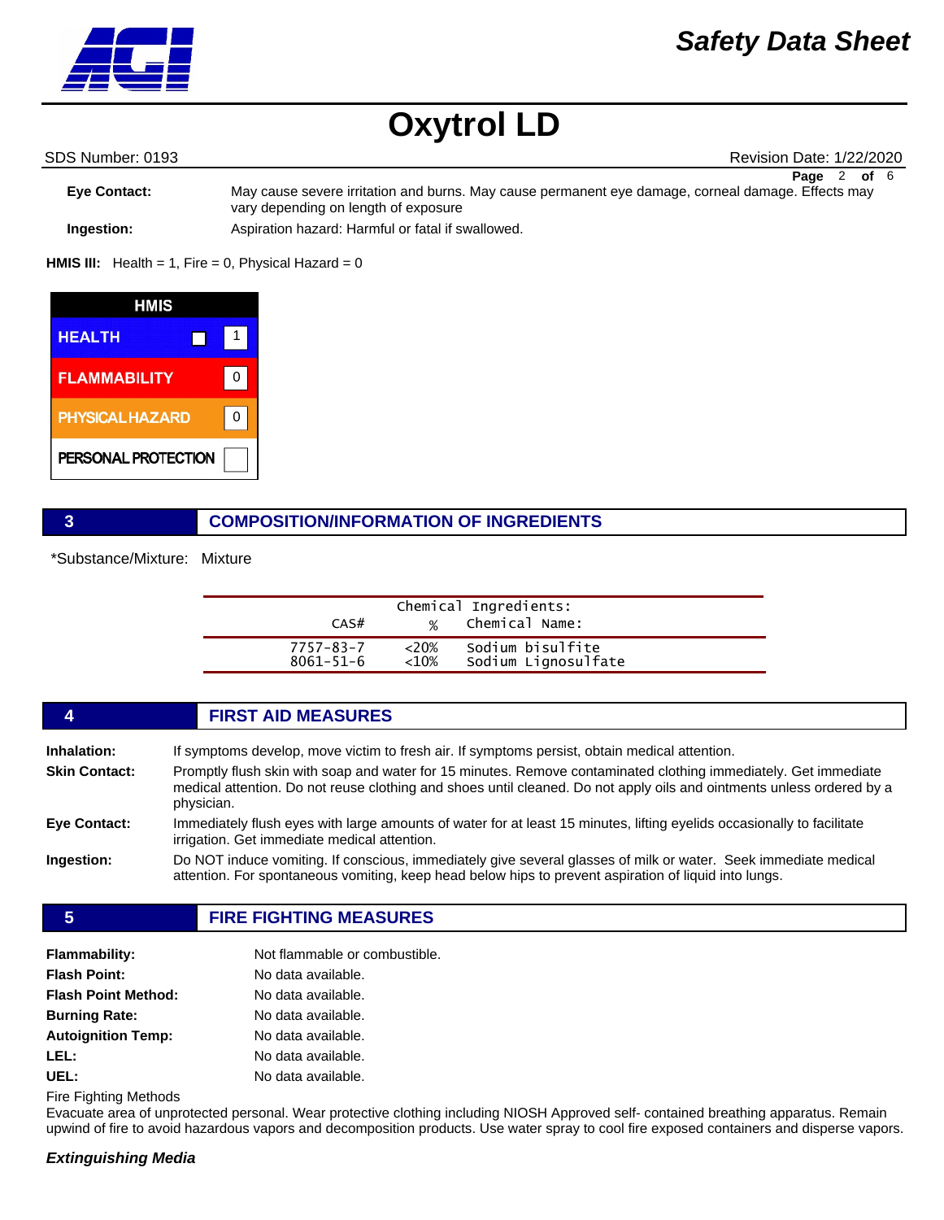**Eye Contact:** May cause severe irritation and burns. May cause permanent eye damage, corneal damage. Effects may vary depending on length of exposure

**Ingestion:** Aspiration hazard: Harmful or fatal if swallowed.

**HMIS III:** Health = 1, Fire = 0, Physical Hazard = 0

| HMIS | |
|---|---|
| HEALTH | 1 |
| FLAMMABILITY | 0 |
| PHYSICAL HAZARD | 0 |
| PERSONAL PROTECTION | |

## 3 COMPOSITION/INFORMATION OF INGREDIENTS

*Substance/Mixture: Mixture

Chemical Ingredients:

| CAS# | % | Chemical Name: |
|---|---|---|
| 7757-83-7 | <20% | Sodium bisulfite |
| 8061-51-6 | <10% | Sodium Lignosulfate |

## 4 FIRST AID MEASURES

**Inhalation:** If symptoms develop, move victim to fresh air. If symptoms persist, obtain medical attention.

**Skin Contact:** Promptly flush skin with soap and water for 15 minutes. Remove contaminated clothing immediately. Get immediate medical attention. Do not reuse clothing and shoes until cleaned. Do not apply oils and ointments unless ordered by a physician.

**Eye Contact:** Immediately flush eyes with large amounts of water for at least 15 minutes, lifting eyelids occasionally to facilitate irrigation. Get immediate medical attention.

**Ingestion:** Do NOT induce vomiting. If conscious, immediately give several glasses of milk or water. Seek immediate medical attention. For spontaneous vomiting, keep head below hips to prevent aspiration of liquid into lungs.

## 5 FIRE FIGHTING MEASURES

**Flammability:** Not flammable or combustible.

**Flash Point:** No data available.

**Flash Point Method:** No data available.

**Burning Rate:** No data available.

**Autoignition Temp:** No data available.

**LEL:** No data available.

**UEL:** No data available.

Fire Fighting Methods

Evacuate area of unprotected personal. Wear protective clothing including NIOSH Approved self- contained breathing apparatus. Remain upwind of fire to avoid hazardous vapors and decomposition products. Use water spray to cool fire exposed containers and disperse vapors.

***Extinguishing Media***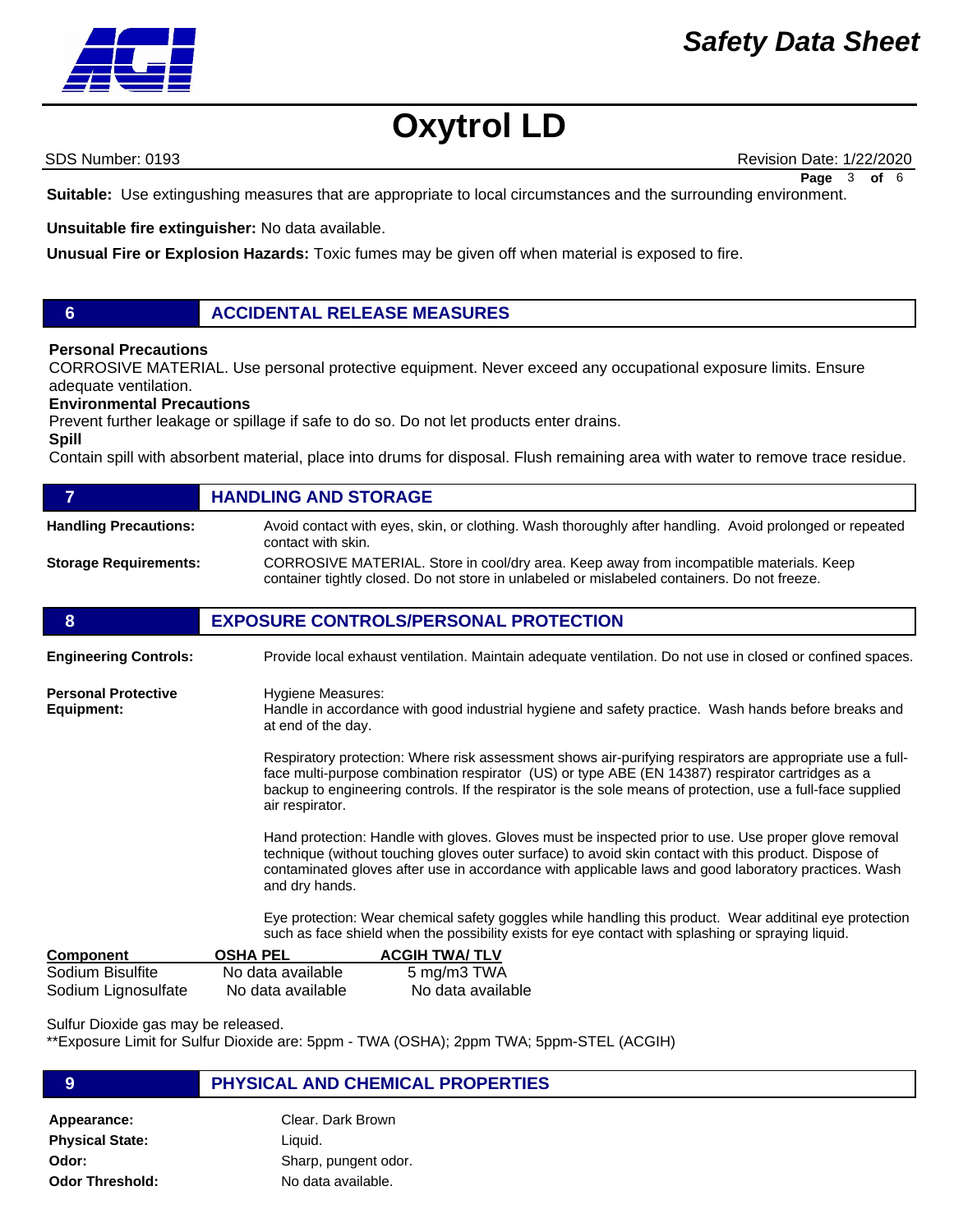**Suitable:** Use extinguishing measures that are appropriate to local circumstances and the surrounding environment.

**Unsuitable fire extinguisher:** No data available.

**Unusual Fire or Explosion Hazards:** Toxic fumes may be given off when material is exposed to fire.

## 6 ACCIDENTAL RELEASE MEASURES

**Personal Precautions**
CORROSIVE MATERIAL. Use personal protective equipment. Never exceed any occupational exposure limits. Ensure adequate ventilation.

**Environmental Precautions**
Prevent further leakage or spillage if safe to do so. Do not let products enter drains.

**Spill**
Contain spill with absorbent material, place into drums for disposal. Flush remaining area with water to remove trace residue.

## 7 HANDLING AND STORAGE

**Handling Precautions:** Avoid contact with eyes, skin, or clothing. Wash thoroughly after handling. Avoid prolonged or repeated contact with skin.

**Storage Requirements:** CORROSIVE MATERIAL. Store in cool/dry area. Keep away from incompatible materials. Keep container tightly closed. Do not store in unlabeled or mislabeled containers. Do not freeze.

## 8 EXPOSURE CONTROLS/PERSONAL PROTECTION

**Engineering Controls:** Provide local exhaust ventilation. Maintain adequate ventilation. Do not use in closed or confined spaces.

**Personal Protective Equipment:**

Hygiene Measures:
Handle in accordance with good industrial hygiene and safety practice. Wash hands before breaks and at end of the day.

Respiratory protection: Where risk assessment shows air-purifying respirators are appropriate use a full-face multi-purpose combination respirator (US) or type ABE (EN 14387) respirator cartridges as a backup to engineering controls. If the respirator is the sole means of protection, use a full-face supplied air respirator.

Hand protection: Handle with gloves. Gloves must be inspected prior to use. Use proper glove removal technique (without touching gloves outer surface) to avoid skin contact with this product. Dispose of contaminated gloves after use in accordance with applicable laws and good laboratory practices. Wash and dry hands.

Eye protection: Wear chemical safety goggles while handling this product. Wear additinal eye protection such as face shield when the possibility exists for eye contact with splashing or spraying liquid.

| Component | OSHA PEL | ACGIH TWA/ TLV |
|---|---|---|
| Sodium Bisulfite | No data available | 5 mg/m3 TWA |
| Sodium Lignosulfate | No data available | No data available |

Sulfur Dioxide gas may be released.
**Exposure Limit for Sulfur Dioxide are: 5ppm - TWA (OSHA); 2ppm TWA; 5ppm-STEL (ACGIH)

## 9 PHYSICAL AND CHEMICAL PROPERTIES

**Appearance:** Clear. Dark Brown

**Physical State:** Liquid.

**Odor:** Sharp, pungent odor.

**Odor Threshold:** No data available.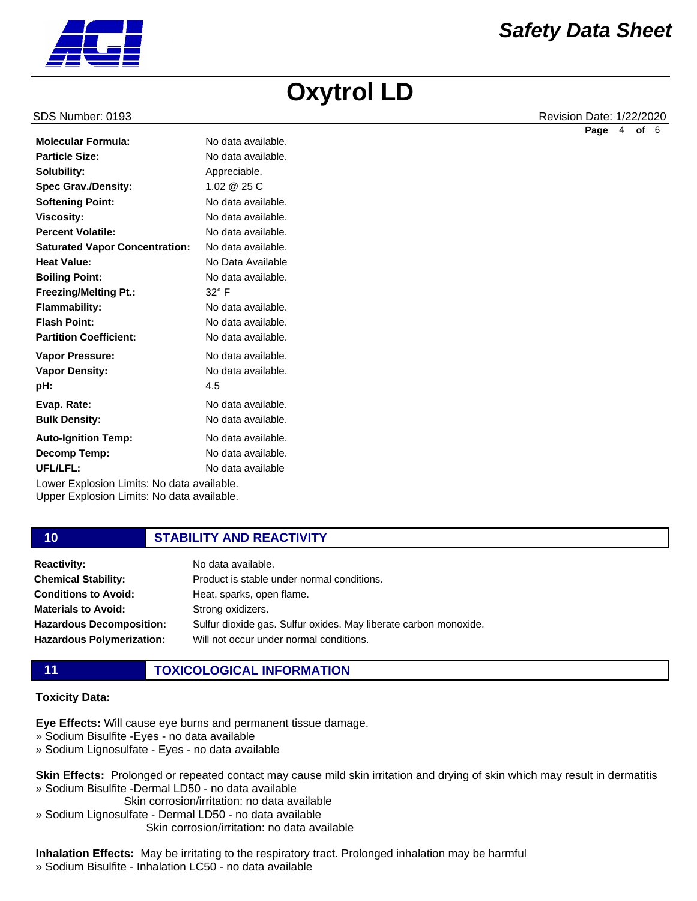| | |
|---|---|
| **Molecular Formula:** | No data available. |
| **Particle Size:** | No data available. |
| **Solubility:** | Appreciable. |
| **Spec Grav./Density:** | 1.02 @ 25 C |
| **Softening Point:** | No data available. |
| **Viscosity:** | No data available. |
| **Percent Volatile:** | No data available. |
| **Saturated Vapor Concentration:** | No data available. |
| **Heat Value:** | No Data Available |
| **Boiling Point:** | No data available. |
| **Freezing/Melting Pt.:** | 32° F |
| **Flammability:** | No data available. |
| **Flash Point:** | No data available. |
| **Partition Coefficient:** | No data available. |
| **Vapor Pressure:** | No data available. |
| **Vapor Density:** | No data available. |
| **pH:** | 4.5 |
| **Evap. Rate:** | No data available. |
| **Bulk Density:** | No data available. |
| **Auto-Ignition Temp:** | No data available. |
| **Decomp Temp:** | No data available. |
| **UFL/LFL:** | No data available |

Lower Explosion Limits: No data available.
Upper Explosion Limits: No data available.

## 10 STABILITY AND REACTIVITY

| | |
|---|---|
| **Reactivity:** | No data available. |
| **Chemical Stability:** | Product is stable under normal conditions. |
| **Conditions to Avoid:** | Heat, sparks, open flame. |
| **Materials to Avoid:** | Strong oxidizers. |
| **Hazardous Decomposition:** | Sulfur dioxide gas. Sulfur oxides. May liberate carbon monoxide. |
| **Hazardous Polymerization:** | Will not occur under normal conditions. |

## 11 TOXICOLOGICAL INFORMATION

**Toxicity Data:**

**Eye Effects:** Will cause eye burns and permanent tissue damage.
» Sodium Bisulfite -Eyes - no data available
» Sodium Lignosulfate - Eyes - no data available

**Skin Effects:** Prolonged or repeated contact may cause mild skin irritation and drying of skin which may result in dermatitis
» Sodium Bisulfite -Dermal LD50 - no data available
Skin corrosion/irritation: no data available
» Sodium Lignosulfate - Dermal LD50 - no data available
Skin corrosion/irritation: no data available

**Inhalation Effects:** May be irritating to the respiratory tract. Prolonged inhalation may be harmful
» Sodium Bisulfite - Inhalation LC50 - no data available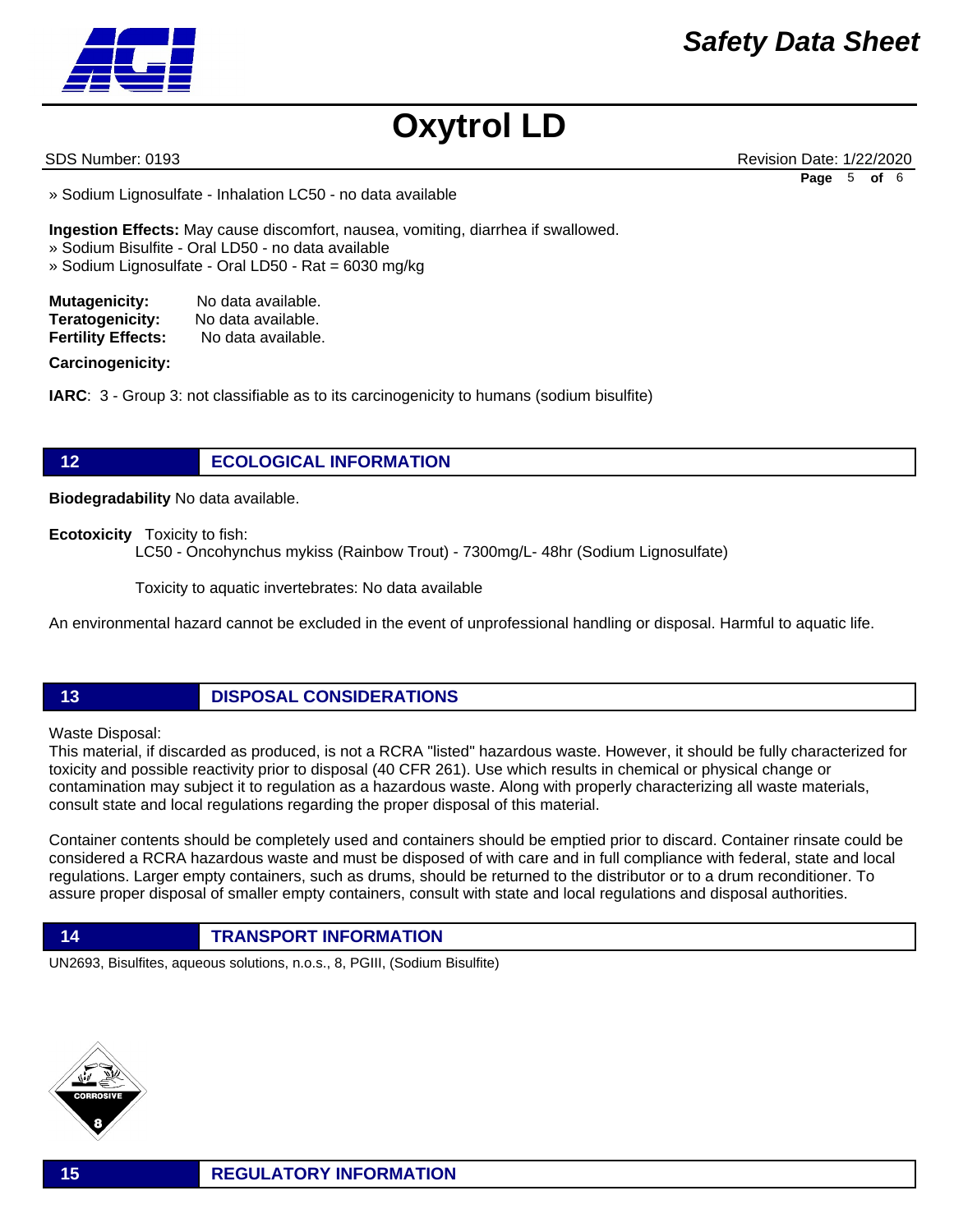» Sodium Lignosulfate - Inhalation LC50 - no data available

**Ingestion Effects:** May cause discomfort, nausea, vomiting, diarrhea if swallowed.
» Sodium Bisulfite - Oral LD50 - no data available
» Sodium Lignosulfate - Oral LD50 - Rat = 6030 mg/kg

**Mutagenicity:** No data available.
**Teratogenicity:** No data available.
**Fertility Effects:** No data available.

**Carcinogenicity:**

**IARC**: 3 - Group 3: not classifiable as to its carcinogenicity to humans (sodium bisulfite)

## 12 ECOLOGICAL INFORMATION

**Biodegradability** No data available.

**Ecotoxicity** Toxicity to fish:
LC50 - Oncohynchus mykiss (Rainbow Trout) - 7300mg/L- 48hr (Sodium Lignosulfate)

Toxicity to aquatic invertebrates: No data available

An environmental hazard cannot be excluded in the event of unprofessional handling or disposal. Harmful to aquatic life.

## 13 DISPOSAL CONSIDERATIONS

Waste Disposal:
This material, if discarded as produced, is not a RCRA "listed" hazardous waste. However, it should be fully characterized for toxicity and possible reactivity prior to disposal (40 CFR 261). Use which results in chemical or physical change or contamination may subject it to regulation as a hazardous waste. Along with properly characterizing all waste materials, consult state and local regulations regarding the proper disposal of this material.

Container contents should be completely used and containers should be emptied prior to discard. Container rinsate could be considered a RCRA hazardous waste and must be disposed of with care and in full compliance with federal, state and local regulations. Larger empty containers, such as drums, should be returned to the distributor or to a drum reconditioner. To assure proper disposal of smaller empty containers, consult with state and local regulations and disposal authorities.

## 14 TRANSPORT INFORMATION

UN2693, Bisulfites, aqueous solutions, n.o.s., 8, PGIII, (Sodium Bisulfite)

CORROSIVE 8

## 15 REGULATORY INFORMATION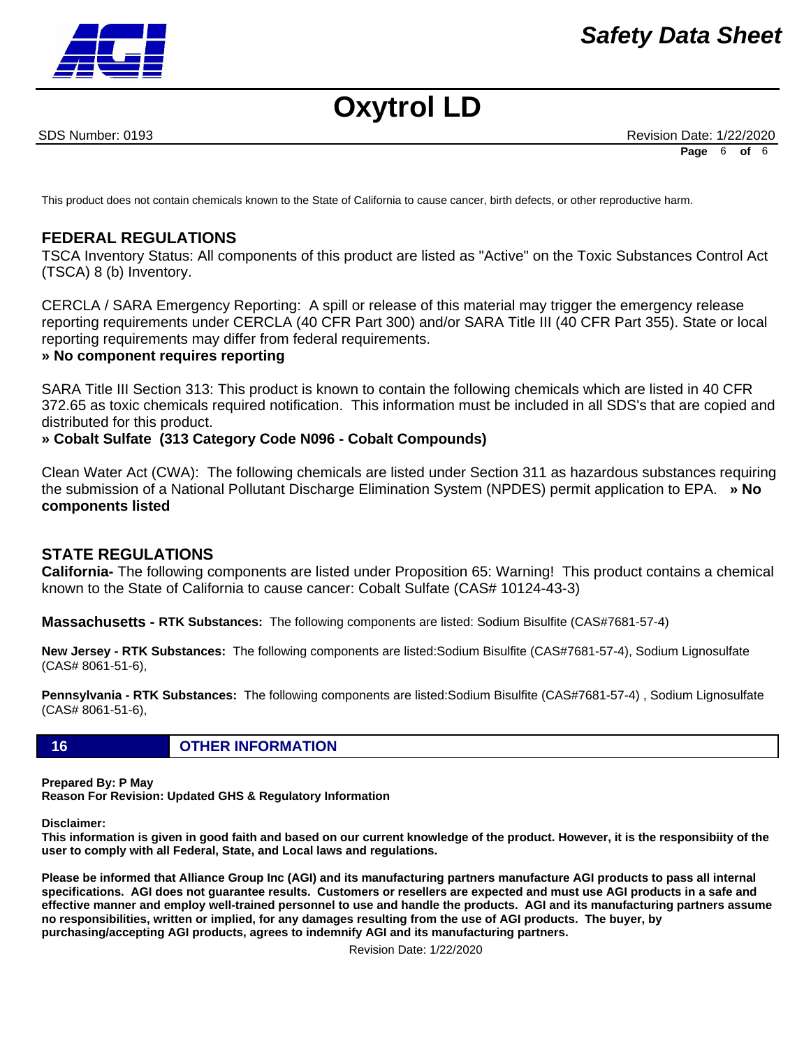This product does not contain chemicals known to the State of California to cause cancer, birth defects, or other reproductive harm.

## FEDERAL REGULATIONS

TSCA Inventory Status: All components of this product are listed as "Active" on the Toxic Substances Control Act (TSCA) 8 (b) Inventory.

CERCLA / SARA Emergency Reporting: A spill or release of this material may trigger the emergency release reporting requirements under CERCLA (40 CFR Part 300) and/or SARA Title III (40 CFR Part 355). State or local reporting requirements may differ from federal requirements.

**» No component requires reporting**

SARA Title III Section 313: This product is known to contain the following chemicals which are listed in 40 CFR 372.65 as toxic chemicals required notification. This information must be included in all SDS's that are copied and distributed for this product.

**» Cobalt Sulfate (313 Category Code N096 - Cobalt Compounds)**

Clean Water Act (CWA): The following chemicals are listed under Section 311 as hazardous substances requiring the submission of a National Pollutant Discharge Elimination System (NPDES) permit application to EPA. **» No components listed**

## STATE REGULATIONS

**California-** The following components are listed under Proposition 65: Warning! This product contains a chemical known to the State of California to cause cancer: Cobalt Sulfate (CAS# 10124-43-3)

**Massachusetts - RTK Substances:** The following components are listed: Sodium Bisulfite (CAS#7681-57-4)

**New Jersey - RTK Substances:** The following components are listed:Sodium Bisulfite (CAS#7681-57-4), Sodium Lignosulfate (CAS# 8061-51-6),

**Pennsylvania - RTK Substances:** The following components are listed:Sodium Bisulfite (CAS#7681-57-4) , Sodium Lignosulfate (CAS# 8061-51-6),

## 16 OTHER INFORMATION

**Prepared By: P May**
**Reason For Revision: Updated GHS & Regulatory Information**

**Disclaimer:**
**This information is given in good faith and based on our current knowledge of the product. However, it is the responsibiity of the user to comply with all Federal, State, and Local laws and regulations.**

**Please be informed that Alliance Group Inc (AGI) and its manufacturing partners manufacture AGI products to pass all internal specifications. AGI does not guarantee results. Customers or resellers are expected and must use AGI products in a safe and effective manner and employ well-trained personnel to use and handle the products. AGI and its manufacturing partners assume no responsibilities, written or implied, for any damages resulting from the use of AGI products. The buyer, by purchasing/accepting AGI products, agrees to indemnify AGI and its manufacturing partners.**

Revision Date: 1/22/2020